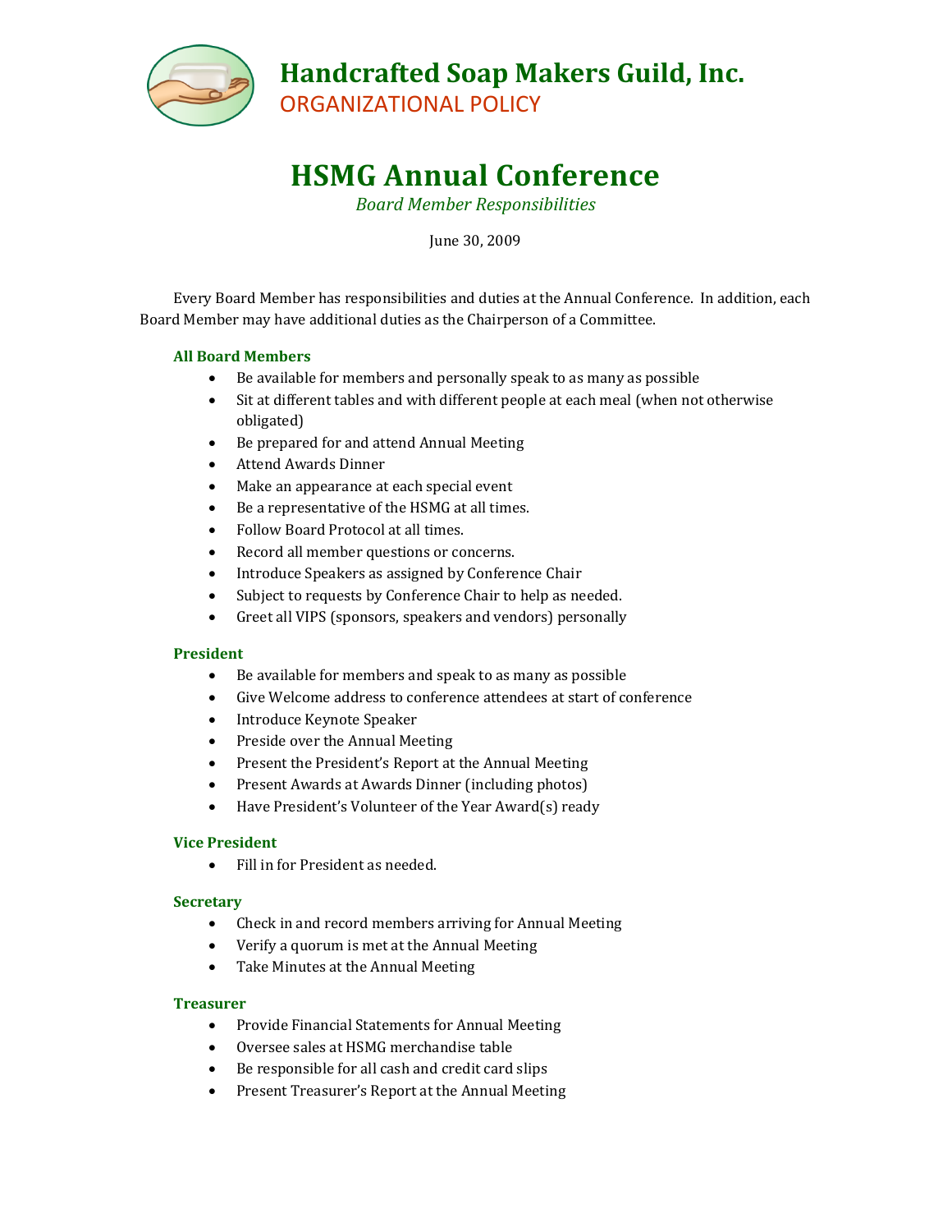# Handcrafted Soap Makers Guild, Inc.

ORGANIZATIONAL POLICY

# HSMG Annual Conference

*Board Member Responsibilities*

June 30, 2009

Every Board Member has responsibilities and duties at the Annual Conference. In addition, each Board Member may have additional duties as the Chairperson of a Committee.

### All Board Members

- Be available for members and personally speak to as many as possible
- Sit at different tables and with different people at each meal (when not otherwise obligated)
- Be prepared for and attend Annual Meeting
- Attend Awards Dinner
- Make an appearance at each special event
- Be a representative of the HSMG at all times.
- Follow Board Protocol at all times.
- Record all member questions or concerns.
- Introduce Speakers as assigned by Conference Chair
- Subject to requests by Conference Chair to help as needed.
- Greet all VIPS (sponsors, speakers and vendors) personally

### President

- Be available for members and speak to as many as possible
- Give Welcome address to conference attendees at start of conference
- Introduce Keynote Speaker
- Preside over the Annual Meeting
- Present the President's Report at the Annual Meeting
- Present Awards at Awards Dinner (including photos)
- Have President's Volunteer of the Year Award(s) ready

### Vice President

- Fill in for President as needed.

### Secretary

- Check in and record members arriving for Annual Meeting
- Verify a quorum is met at the Annual Meeting
- Take Minutes at the Annual Meeting

### Treasurer

- Provide Financial Statements for Annual Meeting
- Oversee sales at HSMG merchandise table
- Be responsible for all cash and credit card slips
- Present Treasurer's Report at the Annual Meeting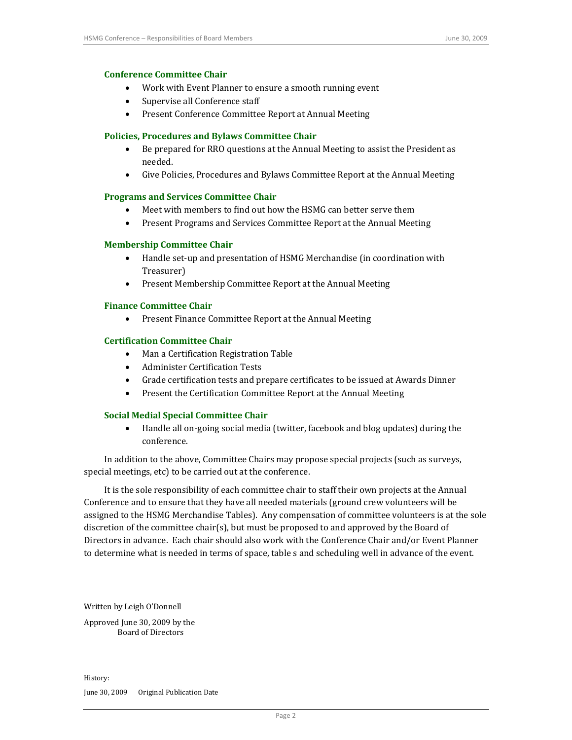### Conference Committee Chair

- Work with Event Planner to ensure a smooth running event
- Supervise all Conference staff
- Present Conference Committee Report at Annual Meeting

### Policies, Procedures and Bylaws Committee Chair

- Be prepared for RRO questions at the Annual Meeting to assist the President as needed.
- Give Policies, Procedures and Bylaws Committee Report at the Annual Meeting

### Programs and Services Committee Chair

- Meet with members to find out how the HSMG can better serve them
- Present Programs and Services Committee Report at the Annual Meeting

### Membership Committee Chair

- Handle set-up and presentation of HSMG Merchandise (in coordination with Treasurer)
- Present Membership Committee Report at the Annual Meeting

### Finance Committee Chair

- Present Finance Committee Report at the Annual Meeting

### Certification Committee Chair

- Man a Certification Registration Table
- Administer Certification Tests
- Grade certification tests and prepare certificates to be issued at Awards Dinner
- Present the Certification Committee Report at the Annual Meeting

### Social Medial Special Committee Chair

- Handle all on-going social media (twitter, facebook and blog updates) during the conference.

In addition to the above, Committee Chairs may propose special projects (such as surveys, special meetings, etc) to be carried out at the conference.

It is the sole responsibility of each committee chair to staff their own projects at the Annual Conference and to ensure that they have all needed materials (ground crew volunteers will be assigned to the HSMG Merchandise Tables). Any compensation of committee volunteers is at the sole discretion of the committee chair(s), but must be proposed to and approved by the Board of Directors in advance. Each chair should also work with the Conference Chair and/or Event Planner to determine what is needed in terms of space, table s and scheduling well in advance of the event.

Written by Leigh O'Donnell

Approved June 30, 2009 by the
Board of Directors

History:

June 30, 2009 Original Publication Date